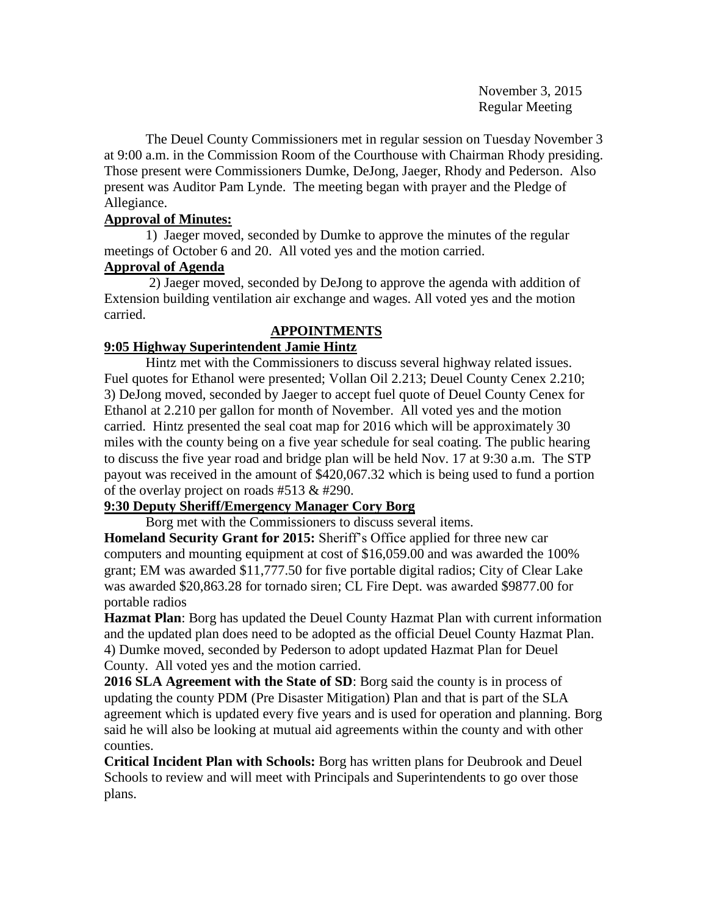November 3, 2015
Regular Meeting

The Deuel County Commissioners met in regular session on Tuesday November 3 at 9:00 a.m. in the Commission Room of the Courthouse with Chairman Rhody presiding. Those present were Commissioners Dumke, DeJong, Jaeger, Rhody and Pederson. Also present was Auditor Pam Lynde. The meeting began with prayer and the Pledge of Allegiance.

**Approval of Minutes:**

1) Jaeger moved, seconded by Dumke to approve the minutes of the regular meetings of October 6 and 20. All voted yes and the motion carried.

**Approval of Agenda**

2) Jaeger moved, seconded by DeJong to approve the agenda with addition of Extension building ventilation air exchange and wages. All voted yes and the motion carried.

## APPOINTMENTS

**9:05 Highway Superintendent Jamie Hintz**

Hintz met with the Commissioners to discuss several highway related issues. Fuel quotes for Ethanol were presented; Vollan Oil 2.213; Deuel County Cenex 2.210; 3) DeJong moved, seconded by Jaeger to accept fuel quote of Deuel County Cenex for Ethanol at 2.210 per gallon for month of November. All voted yes and the motion carried. Hintz presented the seal coat map for 2016 which will be approximately 30 miles with the county being on a five year schedule for seal coating. The public hearing to discuss the five year road and bridge plan will be held Nov. 17 at 9:30 a.m. The STP payout was received in the amount of $420,067.32 which is being used to fund a portion of the overlay project on roads #513 & #290.

**9:30 Deputy Sheriff/Emergency Manager Cory Borg**

Borg met with the Commissioners to discuss several items.

**Homeland Security Grant for 2015:** Sheriff's Office applied for three new car computers and mounting equipment at cost of $16,059.00 and was awarded the 100% grant; EM was awarded $11,777.50 for five portable digital radios; City of Clear Lake was awarded $20,863.28 for tornado siren; CL Fire Dept. was awarded $9877.00 for portable radios

**Hazmat Plan**: Borg has updated the Deuel County Hazmat Plan with current information and the updated plan does need to be adopted as the official Deuel County Hazmat Plan. 4) Dumke moved, seconded by Pederson to adopt updated Hazmat Plan for Deuel County. All voted yes and the motion carried.

**2016 SLA Agreement with the State of SD**: Borg said the county is in process of updating the county PDM (Pre Disaster Mitigation) Plan and that is part of the SLA agreement which is updated every five years and is used for operation and planning. Borg said he will also be looking at mutual aid agreements within the county and with other counties.

**Critical Incident Plan with Schools:** Borg has written plans for Deubrook and Deuel Schools to review and will meet with Principals and Superintendents to go over those plans.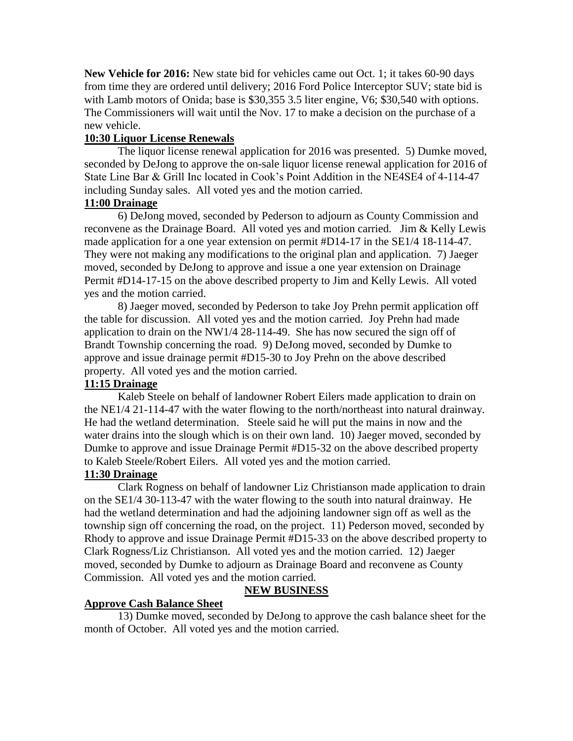**New Vehicle for 2016:** New state bid for vehicles came out Oct. 1; it takes 60-90 days from time they are ordered until delivery; 2016 Ford Police Interceptor SUV; state bid is with Lamb motors of Onida; base is $30,355 3.5 liter engine, V6; $30,540 with options. The Commissioners will wait until the Nov. 17 to make a decision on the purchase of a new vehicle.

**10:30 Liquor License Renewals**

The liquor license renewal application for 2016 was presented. 5) Dumke moved, seconded by DeJong to approve the on-sale liquor license renewal application for 2016 of State Line Bar & Grill Inc located in Cook's Point Addition in the NE4SE4 of 4-114-47 including Sunday sales. All voted yes and the motion carried.

**11:00 Drainage**

6) DeJong moved, seconded by Pederson to adjourn as County Commission and reconvene as the Drainage Board. All voted yes and motion carried. Jim & Kelly Lewis made application for a one year extension on permit #D14-17 in the SE1/4 18-114-47. They were not making any modifications to the original plan and application. 7) Jaeger moved, seconded by DeJong to approve and issue a one year extension on Drainage Permit #D14-17-15 on the above described property to Jim and Kelly Lewis. All voted yes and the motion carried.

8) Jaeger moved, seconded by Pederson to take Joy Prehn permit application off the table for discussion. All voted yes and the motion carried. Joy Prehn had made application to drain on the NW1/4 28-114-49. She has now secured the sign off of Brandt Township concerning the road. 9) DeJong moved, seconded by Dumke to approve and issue drainage permit #D15-30 to Joy Prehn on the above described property. All voted yes and the motion carried.

**11:15 Drainage**

Kaleb Steele on behalf of landowner Robert Eilers made application to drain on the NE1/4 21-114-47 with the water flowing to the north/northeast into natural drainway. He had the wetland determination. Steele said he will put the mains in now and the water drains into the slough which is on their own land. 10) Jaeger moved, seconded by Dumke to approve and issue Drainage Permit #D15-32 on the above described property to Kaleb Steele/Robert Eilers. All voted yes and the motion carried.

**11:30 Drainage**

Clark Rogness on behalf of landowner Liz Christianson made application to drain on the SE1/4 30-113-47 with the water flowing to the south into natural drainway. He had the wetland determination and had the adjoining landowner sign off as well as the township sign off concerning the road, on the project. 11) Pederson moved, seconded by Rhody to approve and issue Drainage Permit #D15-33 on the above described property to Clark Rogness/Liz Christianson. All voted yes and the motion carried. 12) Jaeger moved, seconded by Dumke to adjourn as Drainage Board and reconvene as County Commission. All voted yes and the motion carried.

**NEW BUSINESS**

**Approve Cash Balance Sheet**

13) Dumke moved, seconded by DeJong to approve the cash balance sheet for the month of October. All voted yes and the motion carried.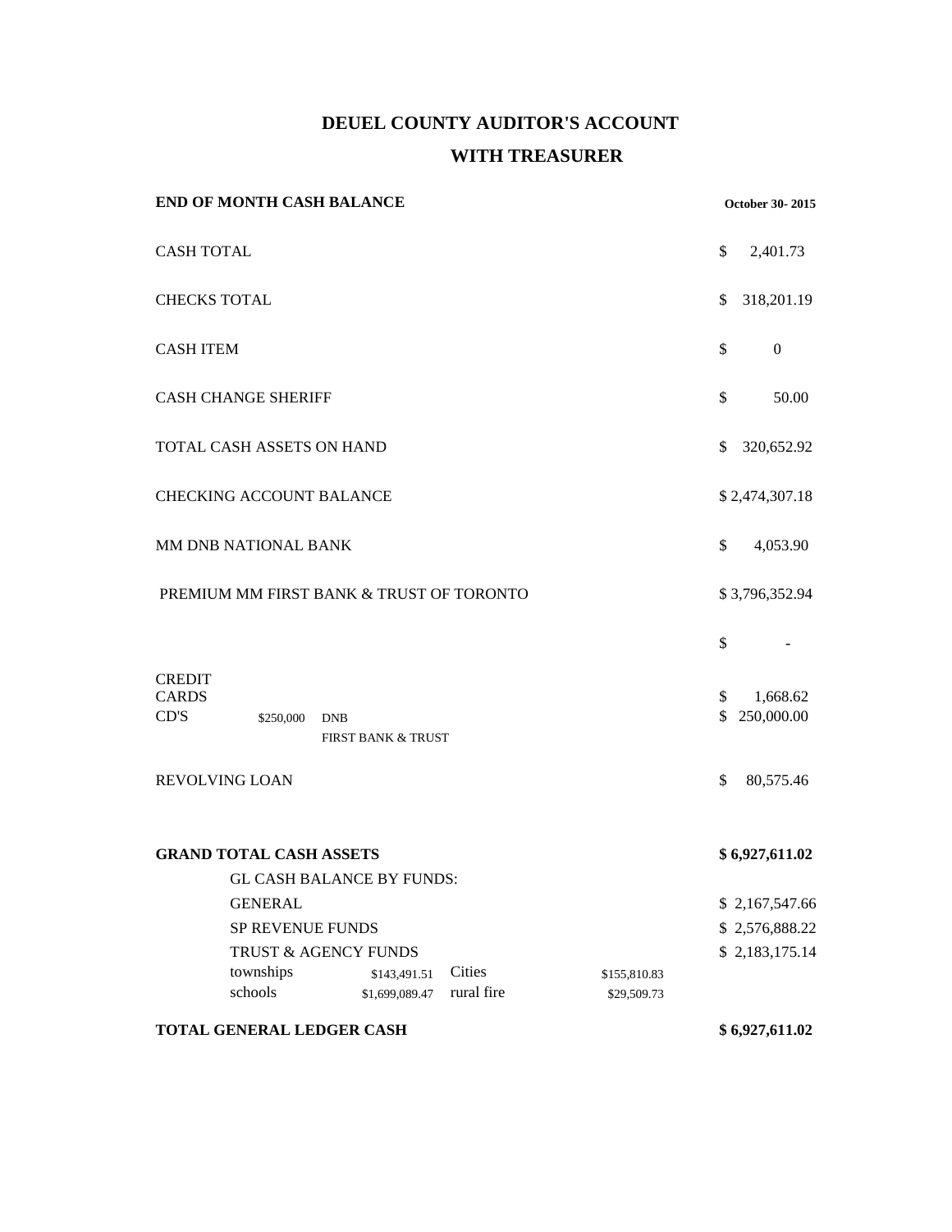# DEUEL COUNTY AUDITOR'S ACCOUNT

## WITH TREASURER

| **END OF MONTH CASH BALANCE** | | | | | **October 30- 2015** |
|---|---|---|---|---|---|
| CASH TOTAL | | | | | $ 2,401.73 |
| CHECKS TOTAL | | | | | $ 318,201.19 |
| CASH ITEM | | | | | $ 0 |
| CASH CHANGE SHERIFF | | | | | $ 50.00 |
| TOTAL CASH ASSETS ON HAND | | | | | $ 320,652.92 |
| CHECKING ACCOUNT BALANCE | | | | | $ 2,474,307.18 |
| MM DNB NATIONAL BANK | | | | | $ 4,053.90 |
| PREMIUM MM FIRST BANK & TRUST OF TORONTO | | | | | $ 3,796,352.94 |
| | | | | | $ - |
| CREDIT CARDS | | | | | $ 1,668.62 |
| CD'S | $250,000 | DNB<br>FIRST BANK & TRUST | | | $ 250,000.00 |
| REVOLVING LOAN | | | | | $ 80,575.46 |
| **GRAND TOTAL CASH ASSETS** | | | | | **$ 6,927,611.02** |
| GL CASH BALANCE BY FUNDS: | | | | | |
| GENERAL | | | | | $ 2,167,547.66 |
| SP REVENUE FUNDS | | | | | $ 2,576,888.22 |
| TRUST & AGENCY FUNDS | | | | | $ 2,183,175.14 |
| townships | $143,491.51 | Cities | $155,810.83 | | |
| schools | $1,699,089.47 | rural fire | $29,509.73 | | |
| **TOTAL GENERAL LEDGER CASH** | | | | | **$ 6,927,611.02** |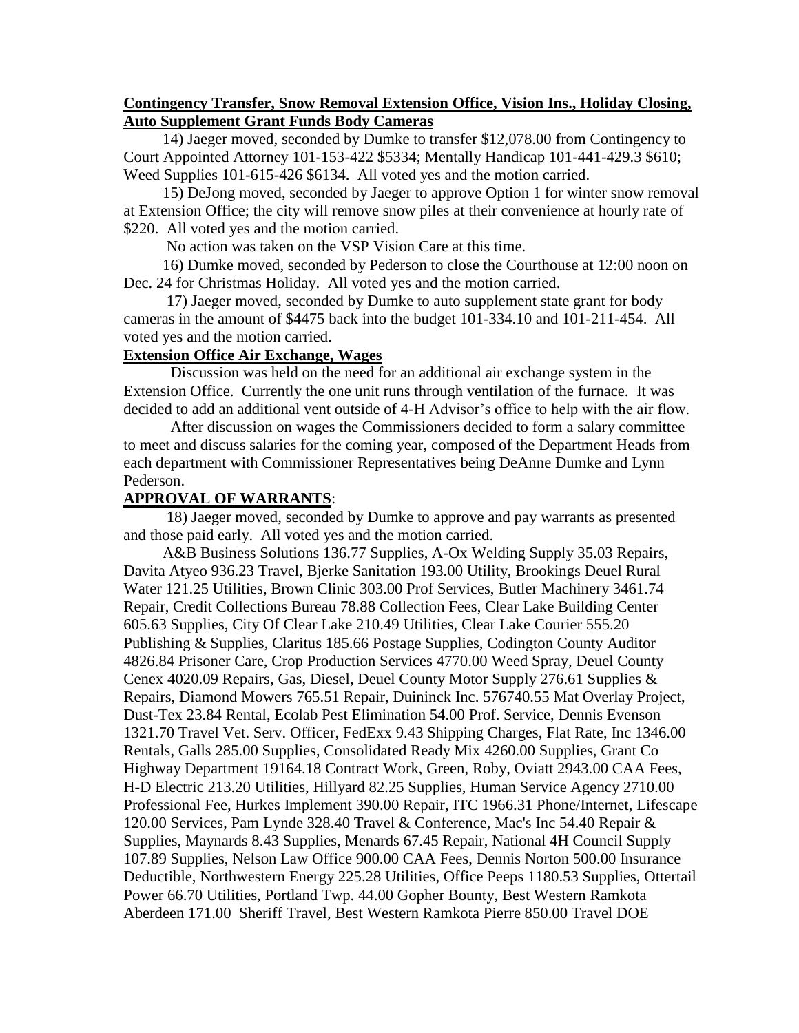**Contingency Transfer, Snow Removal Extension Office, Vision Ins., Holiday Closing, Auto Supplement Grant Funds Body Cameras**

14) Jaeger moved, seconded by Dumke to transfer $12,078.00 from Contingency to Court Appointed Attorney 101-153-422 $5334; Mentally Handicap 101-441-429.3 $610; Weed Supplies 101-615-426 $6134. All voted yes and the motion carried.

15) DeJong moved, seconded by Jaeger to approve Option 1 for winter snow removal at Extension Office; the city will remove snow piles at their convenience at hourly rate of $220. All voted yes and the motion carried.

No action was taken on the VSP Vision Care at this time.

16) Dumke moved, seconded by Pederson to close the Courthouse at 12:00 noon on Dec. 24 for Christmas Holiday. All voted yes and the motion carried.

17) Jaeger moved, seconded by Dumke to auto supplement state grant for body cameras in the amount of $4475 back into the budget 101-334.10 and 101-211-454. All voted yes and the motion carried.

**Extension Office Air Exchange, Wages**

Discussion was held on the need for an additional air exchange system in the Extension Office. Currently the one unit runs through ventilation of the furnace. It was decided to add an additional vent outside of 4-H Advisor's office to help with the air flow.

After discussion on wages the Commissioners decided to form a salary committee to meet and discuss salaries for the coming year, composed of the Department Heads from each department with Commissioner Representatives being DeAnne Dumke and Lynn Pederson.

**APPROVAL OF WARRANTS**:

18) Jaeger moved, seconded by Dumke to approve and pay warrants as presented and those paid early. All voted yes and the motion carried.

A&B Business Solutions 136.77 Supplies, A-Ox Welding Supply 35.03 Repairs, Davita Atyeo 936.23 Travel, Bjerke Sanitation 193.00 Utility, Brookings Deuel Rural Water 121.25 Utilities, Brown Clinic 303.00 Prof Services, Butler Machinery 3461.74 Repair, Credit Collections Bureau 78.88 Collection Fees, Clear Lake Building Center 605.63 Supplies, City Of Clear Lake 210.49 Utilities, Clear Lake Courier 555.20 Publishing & Supplies, Claritus 185.66 Postage Supplies, Codington County Auditor 4826.84 Prisoner Care, Crop Production Services 4770.00 Weed Spray, Deuel County Cenex 4020.09 Repairs, Gas, Diesel, Deuel County Motor Supply 276.61 Supplies & Repairs, Diamond Mowers 765.51 Repair, Duininck Inc. 576740.55 Mat Overlay Project, Dust-Tex 23.84 Rental, Ecolab Pest Elimination 54.00 Prof. Service, Dennis Evenson 1321.70 Travel Vet. Serv. Officer, FedExx 9.43 Shipping Charges, Flat Rate, Inc 1346.00 Rentals, Galls 285.00 Supplies, Consolidated Ready Mix 4260.00 Supplies, Grant Co Highway Department 19164.18 Contract Work, Green, Roby, Oviatt 2943.00 CAA Fees, H-D Electric 213.20 Utilities, Hillyard 82.25 Supplies, Human Service Agency 2710.00 Professional Fee, Hurkes Implement 390.00 Repair, ITC 1966.31 Phone/Internet, Lifescape 120.00 Services, Pam Lynde 328.40 Travel & Conference, Mac's Inc 54.40 Repair & Supplies, Maynards 8.43 Supplies, Menards 67.45 Repair, National 4H Council Supply 107.89 Supplies, Nelson Law Office 900.00 CAA Fees, Dennis Norton 500.00 Insurance Deductible, Northwestern Energy 225.28 Utilities, Office Peeps 1180.53 Supplies, Ottertail Power 66.70 Utilities, Portland Twp. 44.00 Gopher Bounty, Best Western Ramkota Aberdeen 171.00 Sheriff Travel, Best Western Ramkota Pierre 850.00 Travel DOE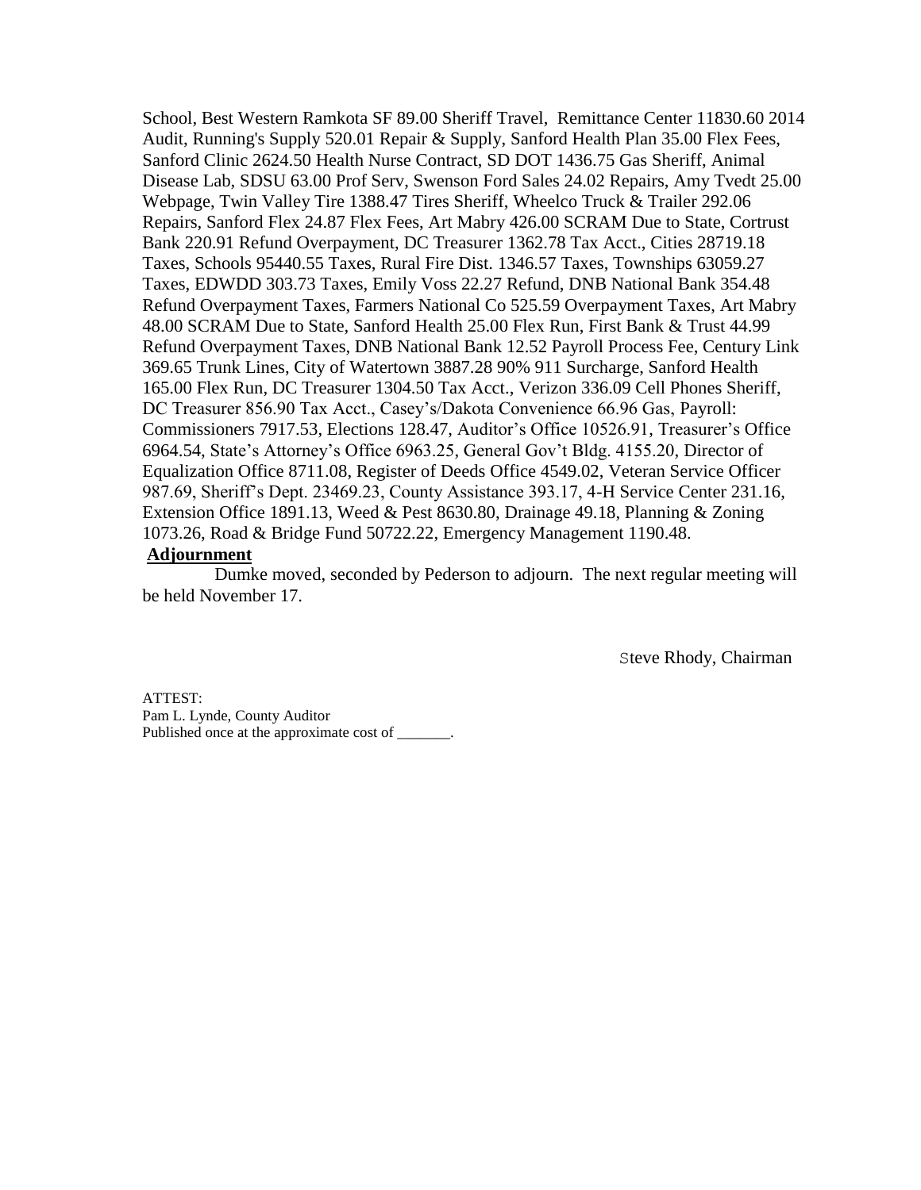School, Best Western Ramkota SF 89.00 Sheriff Travel, Remittance Center 11830.60 2014 Audit, Running's Supply 520.01 Repair & Supply, Sanford Health Plan 35.00 Flex Fees, Sanford Clinic 2624.50 Health Nurse Contract, SD DOT 1436.75 Gas Sheriff, Animal Disease Lab, SDSU 63.00 Prof Serv, Swenson Ford Sales 24.02 Repairs, Amy Tvedt 25.00 Webpage, Twin Valley Tire 1388.47 Tires Sheriff, Wheelco Truck & Trailer 292.06 Repairs, Sanford Flex 24.87 Flex Fees, Art Mabry 426.00 SCRAM Due to State, Cortrust Bank 220.91 Refund Overpayment, DC Treasurer 1362.78 Tax Acct., Cities 28719.18 Taxes, Schools 95440.55 Taxes, Rural Fire Dist. 1346.57 Taxes, Townships 63059.27 Taxes, EDWDD 303.73 Taxes, Emily Voss 22.27 Refund, DNB National Bank 354.48 Refund Overpayment Taxes, Farmers National Co 525.59 Overpayment Taxes, Art Mabry 48.00 SCRAM Due to State, Sanford Health 25.00 Flex Run, First Bank & Trust 44.99 Refund Overpayment Taxes, DNB National Bank 12.52 Payroll Process Fee, Century Link 369.65 Trunk Lines, City of Watertown 3887.28 90% 911 Surcharge, Sanford Health 165.00 Flex Run, DC Treasurer 1304.50 Tax Acct., Verizon 336.09 Cell Phones Sheriff, DC Treasurer 856.90 Tax Acct., Casey's/Dakota Convenience 66.96 Gas, Payroll: Commissioners 7917.53, Elections 128.47, Auditor's Office 10526.91, Treasurer's Office 6964.54, State's Attorney's Office 6963.25, General Gov't Bldg. 4155.20, Director of Equalization Office 8711.08, Register of Deeds Office 4549.02, Veteran Service Officer 987.69, Sheriff's Dept. 23469.23, County Assistance 393.17, 4-H Service Center 231.16, Extension Office 1891.13, Weed & Pest 8630.80, Drainage 49.18, Planning & Zoning 1073.26, Road & Bridge Fund 50722.22, Emergency Management 1190.48.

**Adjournment**

Dumke moved, seconded by Pederson to adjourn. The next regular meeting will be held November 17.

Steve Rhody, Chairman

ATTEST:
Pam L. Lynde, County Auditor
Published once at the approximate cost of _______.